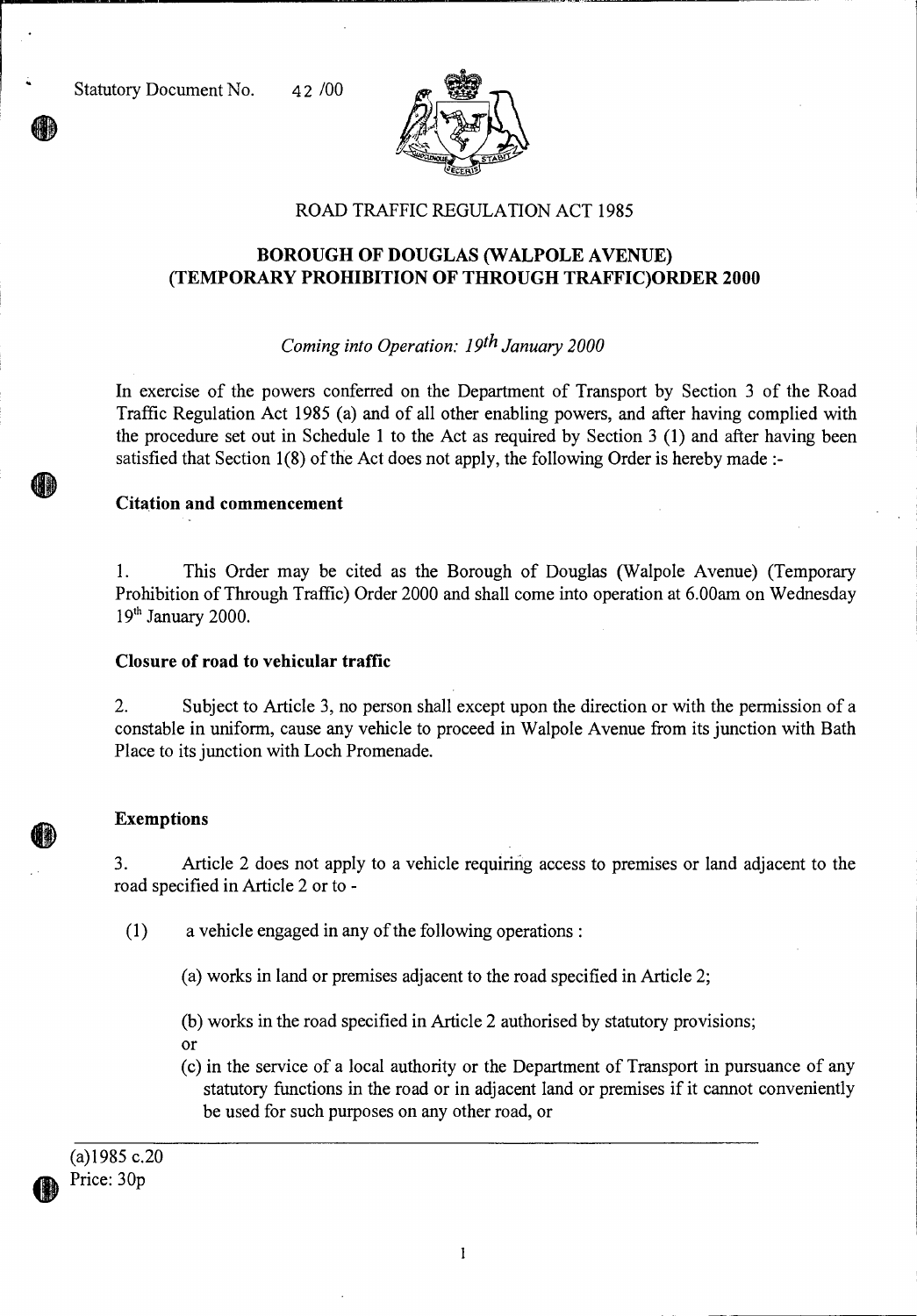Statutory Document No. 42 /00

ROAD TRAFFIC REGULATION ACT 1985

# BOROUGH OF DOUGLAS (WALPOLE AVENUE) (TEMPORARY PROHIBITION OF THROUGH TRAFFIC)ORDER 2000

*Coming into Operation: 19th January 2000*

In exercise of the powers conferred on the Department of Transport by Section 3 of the Road Traffic Regulation Act 1985 (a) and of all other enabling powers, and after having complied with the procedure set out in Schedule 1 to the Act as required by Section 3 (1) and after having been satisfied that Section 1(8) of the Act does not apply, the following Order is hereby made :-

**Citation and commencement**

1. This Order may be cited as the Borough of Douglas (Walpole Avenue) (Temporary Prohibition of Through Traffic) Order 2000 and shall come into operation at 6.00am on Wednesday 19th January 2000.

**Closure of road to vehicular traffic**

2. Subject to Article 3, no person shall except upon the direction or with the permission of a constable in uniform, cause any vehicle to proceed in Walpole Avenue from its junction with Bath Place to its junction with Loch Promenade.

**Exemptions**

3. Article 2 does not apply to a vehicle requiring access to premises or land adjacent to the road specified in Article 2 or to -

(1) a vehicle engaged in any of the following operations :

(a) works in land or premises adjacent to the road specified in Article 2;

(b) works in the road specified in Article 2 authorised by statutory provisions;
or

(c) in the service of a local authority or the Department of Transport in pursuance of any statutory functions in the road or in adjacent land or premises if it cannot conveniently be used for such purposes on any other road, or

(a)1985 c.20
Price: 30p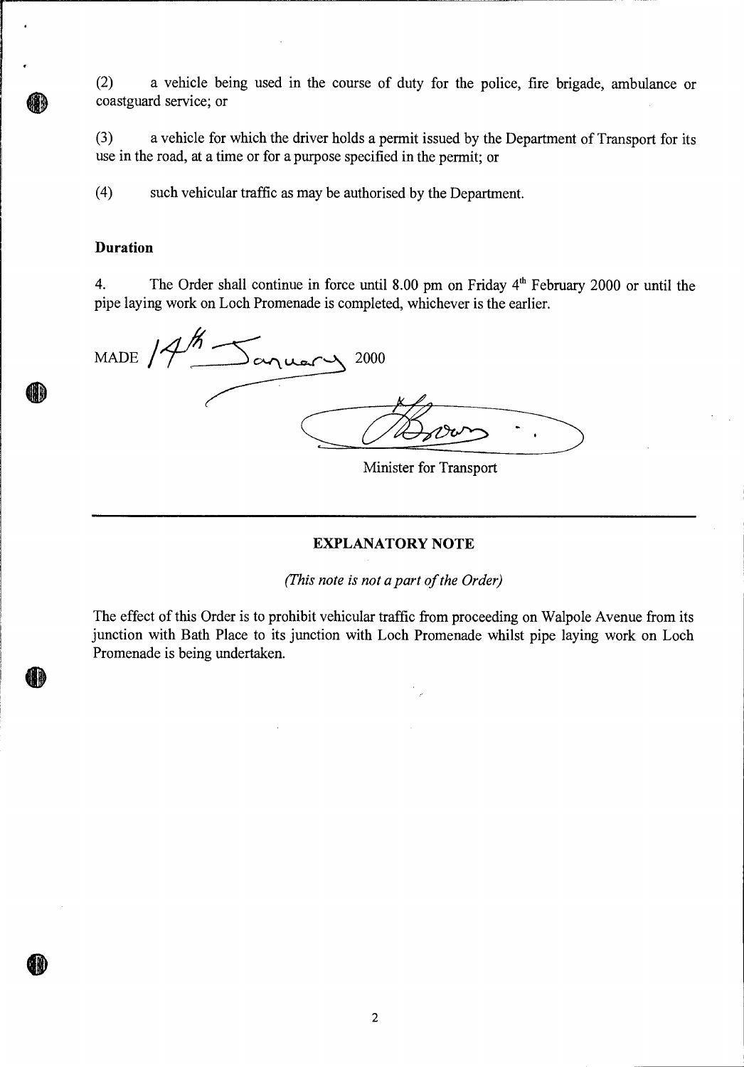(2) a vehicle being used in the course of duty for the police, fire brigade, ambulance or coastguard service; or

(3) a vehicle for which the driver holds a permit issued by the Department of Transport for its use in the road, at a time or for a purpose specified in the permit; or

(4) such vehicular traffic as may be authorised by the Department.

**Duration**

4. The Order shall continue in force until 8.00 pm on Friday 4th February 2000 or until the pipe laying work on Loch Promenade is completed, whichever is the earlier.

MADE 14th January 2000

Minister for Transport

---

**EXPLANATORY NOTE**

*(This note is not a part of the Order)*

The effect of this Order is to prohibit vehicular traffic from proceeding on Walpole Avenue from its junction with Bath Place to its junction with Loch Promenade whilst pipe laying work on Loch Promenade is being undertaken.